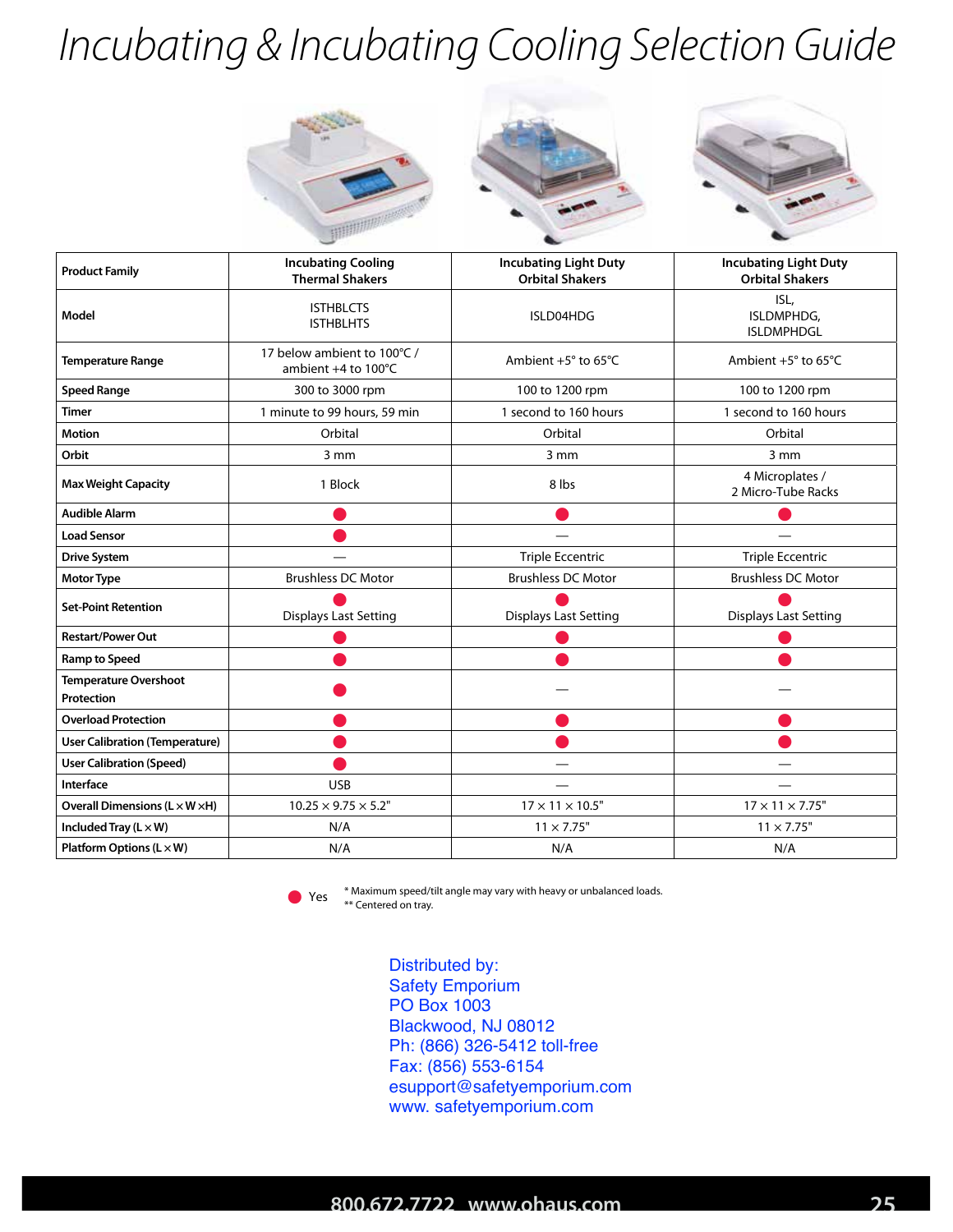# Incubating & Incubating Cooling Selection Guide

| Product Family | Incubating Cooling Thermal Shakers | Incubating Light Duty Orbital Shakers | Incubating Light Duty Orbital Shakers |
|---|---|---|---|
| Model | ISTHBLCTS ISTHBLHTS | ISLD04HDG | ISL, ISLDMPHDG, ISLDMPHDGL |
| Temperature Range | 17 below ambient to 100°C / ambient +4 to 100°C | Ambient +5° to 65°C | Ambient +5° to 65°C |
| Speed Range | 300 to 3000 rpm | 100 to 1200 rpm | 100 to 1200 rpm |
| Timer | 1 minute to 99 hours, 59 min | 1 second to 160 hours | 1 second to 160 hours |
| Motion | Orbital | Orbital | Orbital |
| Orbit | 3 mm | 3 mm | 3 mm |
| Max Weight Capacity | 1 Block | 8 lbs | 4 Microplates / 2 Micro-Tube Racks |
| Audible Alarm | ● | ● | ● |
| Load Sensor | ● | — | — |
| Drive System | — | Triple Eccentric | Triple Eccentric |
| Motor Type | Brushless DC Motor | Brushless DC Motor | Brushless DC Motor |
| Set-Point Retention | ● Displays Last Setting | ● Displays Last Setting | ● Displays Last Setting |
| Restart/Power Out | ● | ● | ● |
| Ramp to Speed | ● | ● | ● |
| Temperature Overshoot Protection | ● | — | — |
| Overload Protection | ● | ● | ● |
| User Calibration (Temperature) | ● | ● | ● |
| User Calibration (Speed) | ● | — | — |
| Interface | USB | — | — |
| Overall Dimensions (L × W ×H) | 10.25 × 9.75 × 5.2" | 17 × 11 × 10.5" | 17 × 11 × 7.75" |
| Included Tray (L × W) | N/A | 11 × 7.75" | 11 × 7.75" |
| Platform Options (L × W) | N/A | N/A | N/A |

● Yes

\* Maximum speed/tilt angle may vary with heavy or unbalanced loads.
\*\* Centered on tray.

Distributed by:
Safety Emporium
PO Box 1003
Blackwood, NJ 08012
Ph: (866) 326-5412 toll-free
Fax: (856) 553-6154
esupport@safetyemporium.com
www. safetyemporium.com

800.672.7722 www.ohaus.com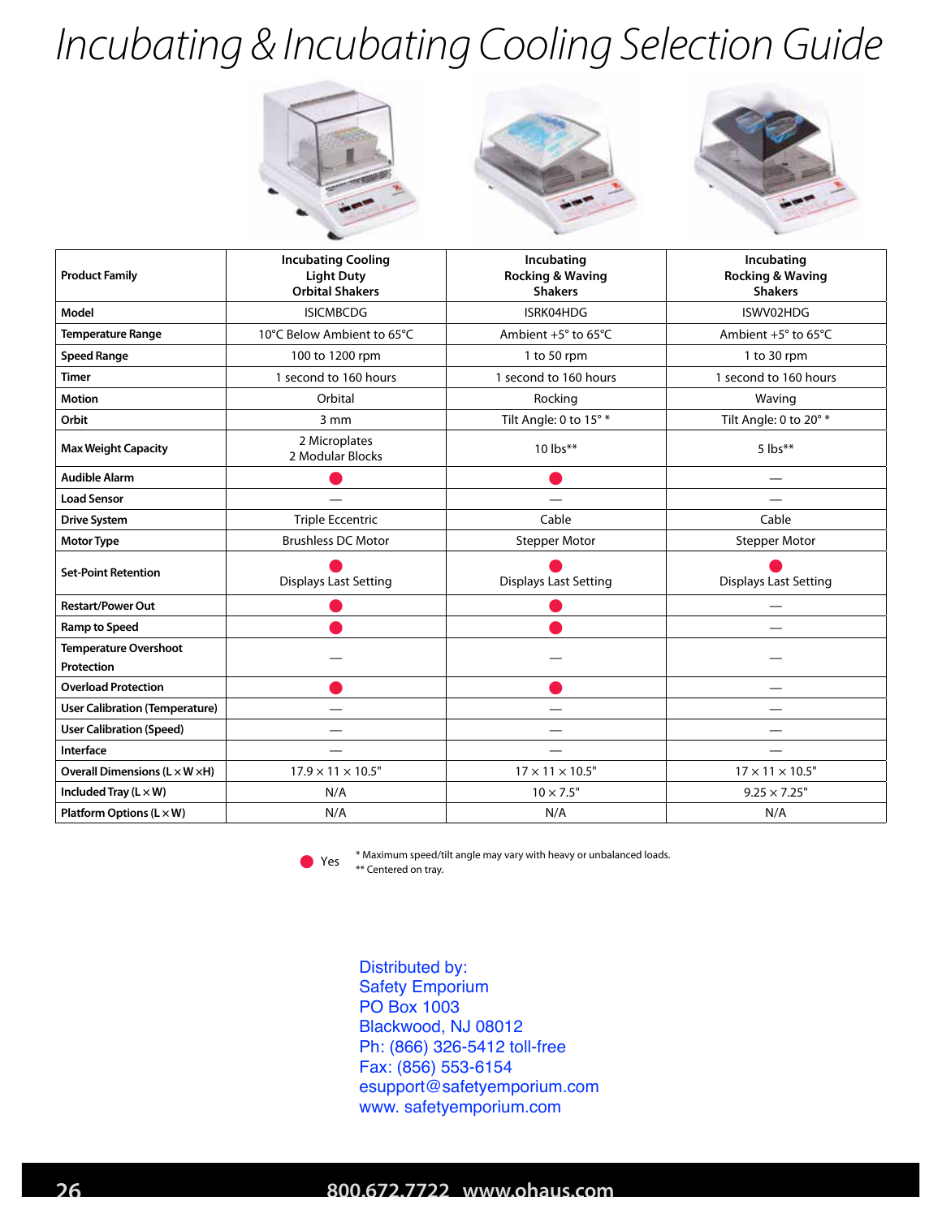# Incubating & Incubating Cooling Selection Guide

| Product Family | Incubating Cooling Light Duty Orbital Shakers | Incubating Rocking & Waving Shakers | Incubating Rocking & Waving Shakers |
|---|---|---|---|
| Model | ISICMBCDG | ISRK04HDG | ISWV02HDG |
| Temperature Range | 10°C Below Ambient to 65°C | Ambient +5° to 65°C | Ambient +5° to 65°C |
| Speed Range | 100 to 1200 rpm | 1 to 50 rpm | 1 to 30 rpm |
| Timer | 1 second to 160 hours | 1 second to 160 hours | 1 second to 160 hours |
| Motion | Orbital | Rocking | Waving |
| Orbit | 3 mm | Tilt Angle: 0 to 15° * | Tilt Angle: 0 to 20° * |
| Max Weight Capacity | 2 Microplates 2 Modular Blocks | 10 lbs** | 5 lbs** |
| Audible Alarm | ● | ● | — |
| Load Sensor | — | — | — |
| Drive System | Triple Eccentric | Cable | Cable |
| Motor Type | Brushless DC Motor | Stepper Motor | Stepper Motor |
| Set-Point Retention | ● Displays Last Setting | ● Displays Last Setting | ● Displays Last Setting |
| Restart/Power Out | ● | ● | — |
| Ramp to Speed | ● | ● | — |
| Temperature Overshoot Protection | — | — | — |
| Overload Protection | ● | ● | — |
| User Calibration (Temperature) | — | — | — |
| User Calibration (Speed) | — | — | — |
| Interface | — | — | — |
| Overall Dimensions (L × W ×H) | 17.9 × 11 × 10.5" | 17 × 11 × 10.5" | 17 × 11 × 10.5" |
| Included Tray (L × W) | N/A | 10 × 7.5" | 9.25 × 7.25" |
| Platform Options (L × W) | N/A | N/A | N/A |

● Yes

\* Maximum speed/tilt angle may vary with heavy or unbalanced loads.
\** Centered on tray.

Distributed by:
Safety Emporium
PO Box 1003
Blackwood, NJ 08012
Ph: (866) 326-5412 toll-free
Fax: (856) 553-6154
esupport@safetyemporium.com
www. safetyemporium.com

800.672.7722 www.ohaus.com